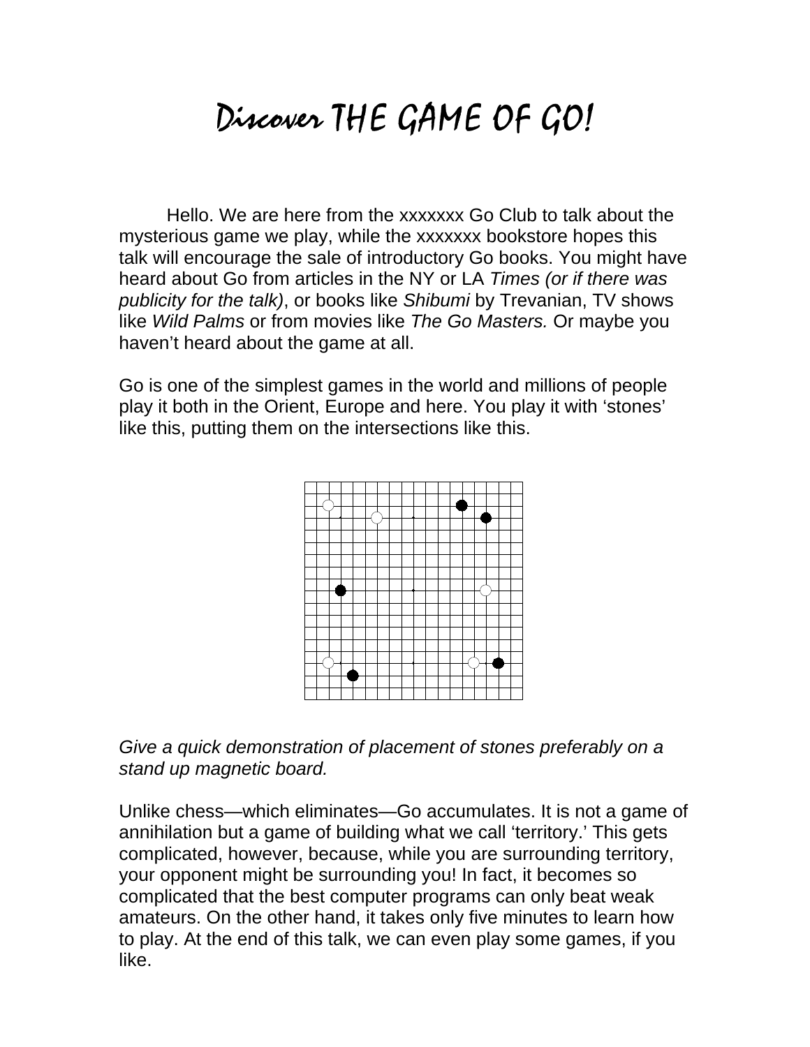# Discover THE GAME OF GO!

Hello. We are here from the xxxxxxx Go Club to talk about the mysterious game we play, while the xxxxxxx bookstore hopes this talk will encourage the sale of introductory Go books. You might have heard about Go from articles in the NY or LA *Times (or if there was publicity for the talk)*, or books like *Shibumi* by Trevanian, TV shows like *Wild Palms* or from movies like *The Go Masters.* Or maybe you haven't heard about the game at all.

Go is one of the simplest games in the world and millions of people play it both in the Orient, Europe and here. You play it with 'stones' like this, putting them on the intersections like this.

*Give a quick demonstration of placement of stones preferably on a stand up magnetic board.*

Unlike chess—which eliminates—Go accumulates. It is not a game of annihilation but a game of building what we call 'territory.' This gets complicated, however, because, while you are surrounding territory, your opponent might be surrounding you! In fact, it becomes so complicated that the best computer programs can only beat weak amateurs. On the other hand, it takes only five minutes to learn how to play. At the end of this talk, we can even play some games, if you like.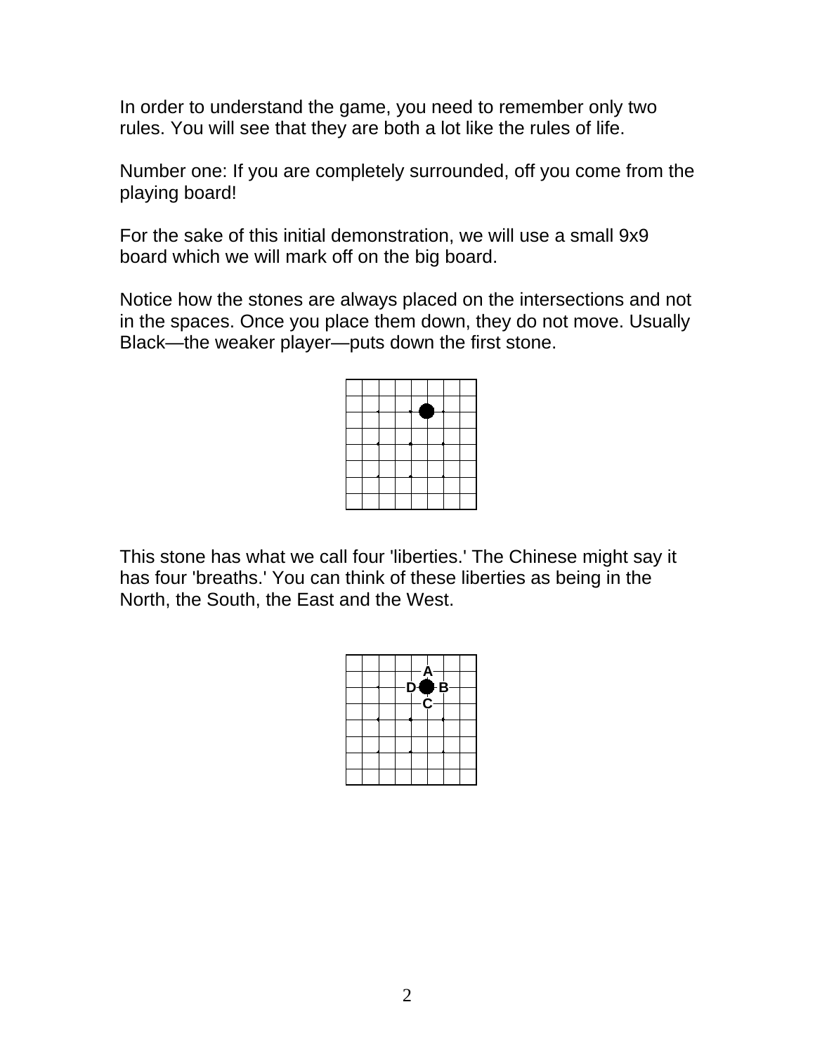In order to understand the game, you need to remember only two rules. You will see that they are both a lot like the rules of life.

Number one: If you are completely surrounded, off you come from the playing board!

For the sake of this initial demonstration, we will use a small 9x9 board which we will mark off on the big board.

Notice how the stones are always placed on the intersections and not in the spaces. Once you place them down, they do not move. Usually Black—the weaker player—puts down the first stone.

This stone has what we call four 'liberties.' The Chinese might say it has four 'breaths.' You can think of these liberties as being in the North, the South, the East and the West.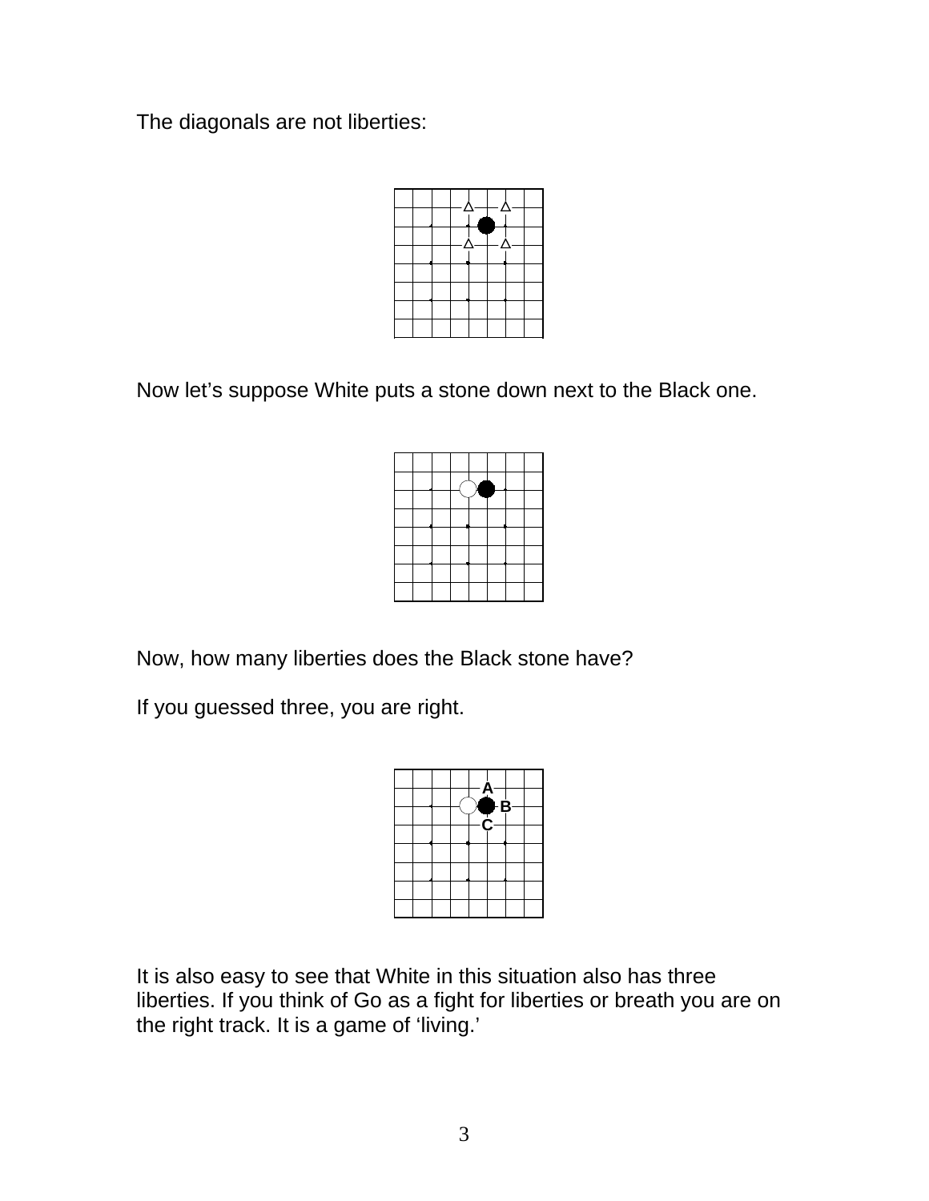The diagonals are not liberties:

Now let's suppose White puts a stone down next to the Black one.

Now, how many liberties does the Black stone have?

If you guessed three, you are right.

It is also easy to see that White in this situation also has three liberties. If you think of Go as a fight for liberties or breath you are on the right track. It is a game of 'living.'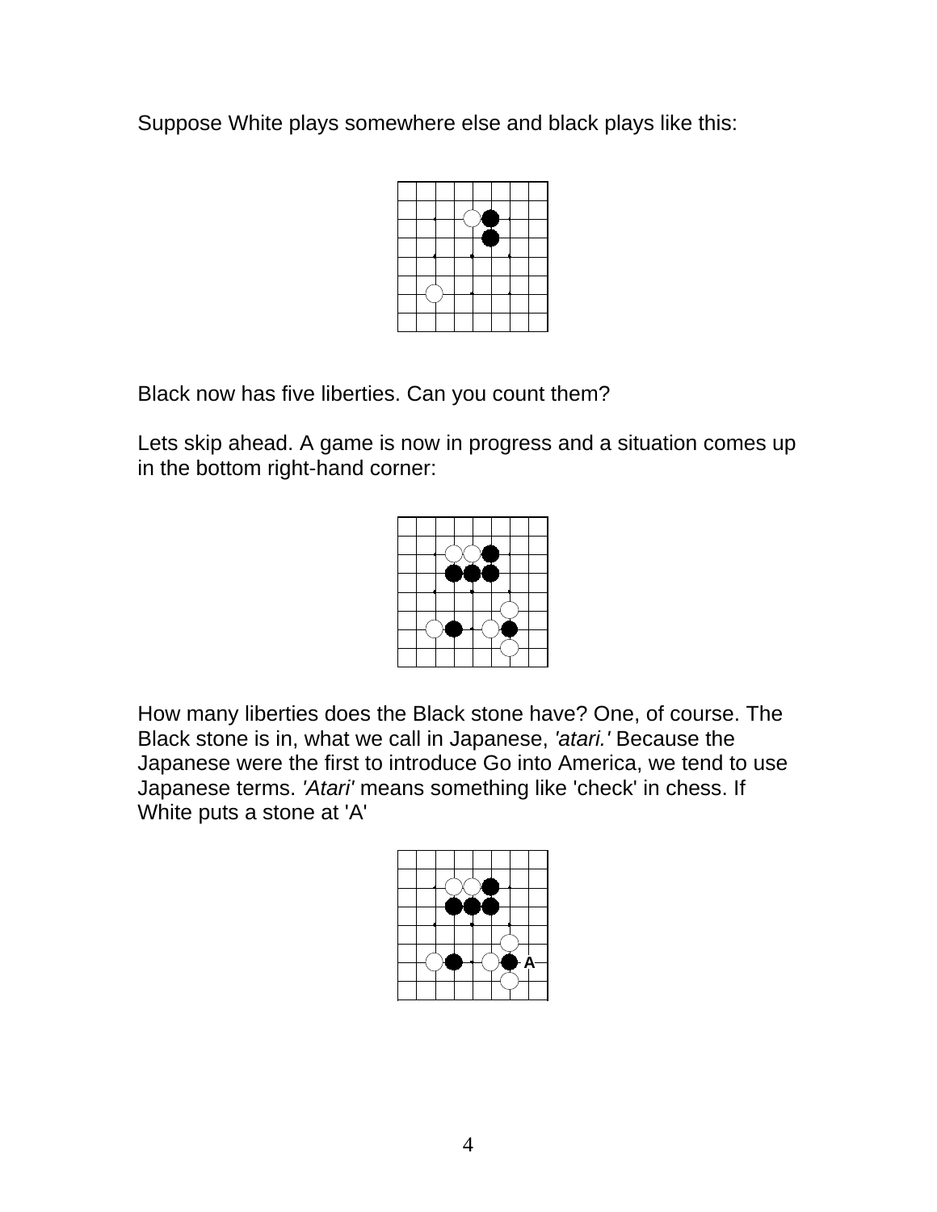Suppose White plays somewhere else and black plays like this:

Black now has five liberties. Can you count them?

Lets skip ahead. A game is now in progress and a situation comes up in the bottom right-hand corner:

How many liberties does the Black stone have? One, of course. The Black stone is in, what we call in Japanese, *'atari.'* Because the Japanese were the first to introduce Go into America, we tend to use Japanese terms. *'Atari'* means something like 'check' in chess. If White puts a stone at 'A'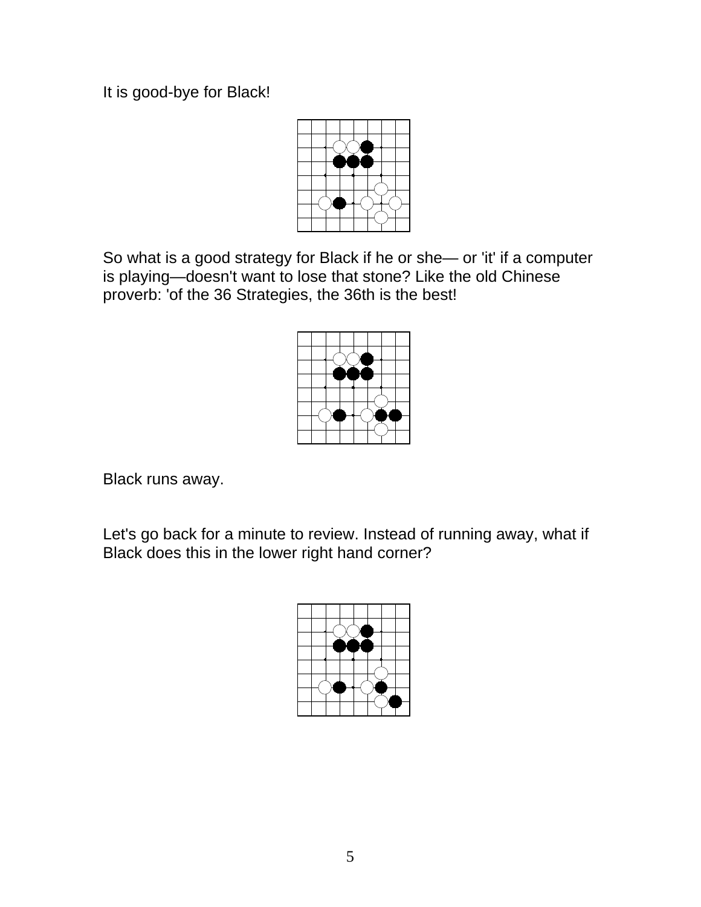It is good-bye for Black!

So what is a good strategy for Black if he or she— or 'it' if a computer is playing—doesn't want to lose that stone? Like the old Chinese proverb: 'of the 36 Strategies, the 36th is the best!

Black runs away.

Let's go back for a minute to review. Instead of running away, what if Black does this in the lower right hand corner?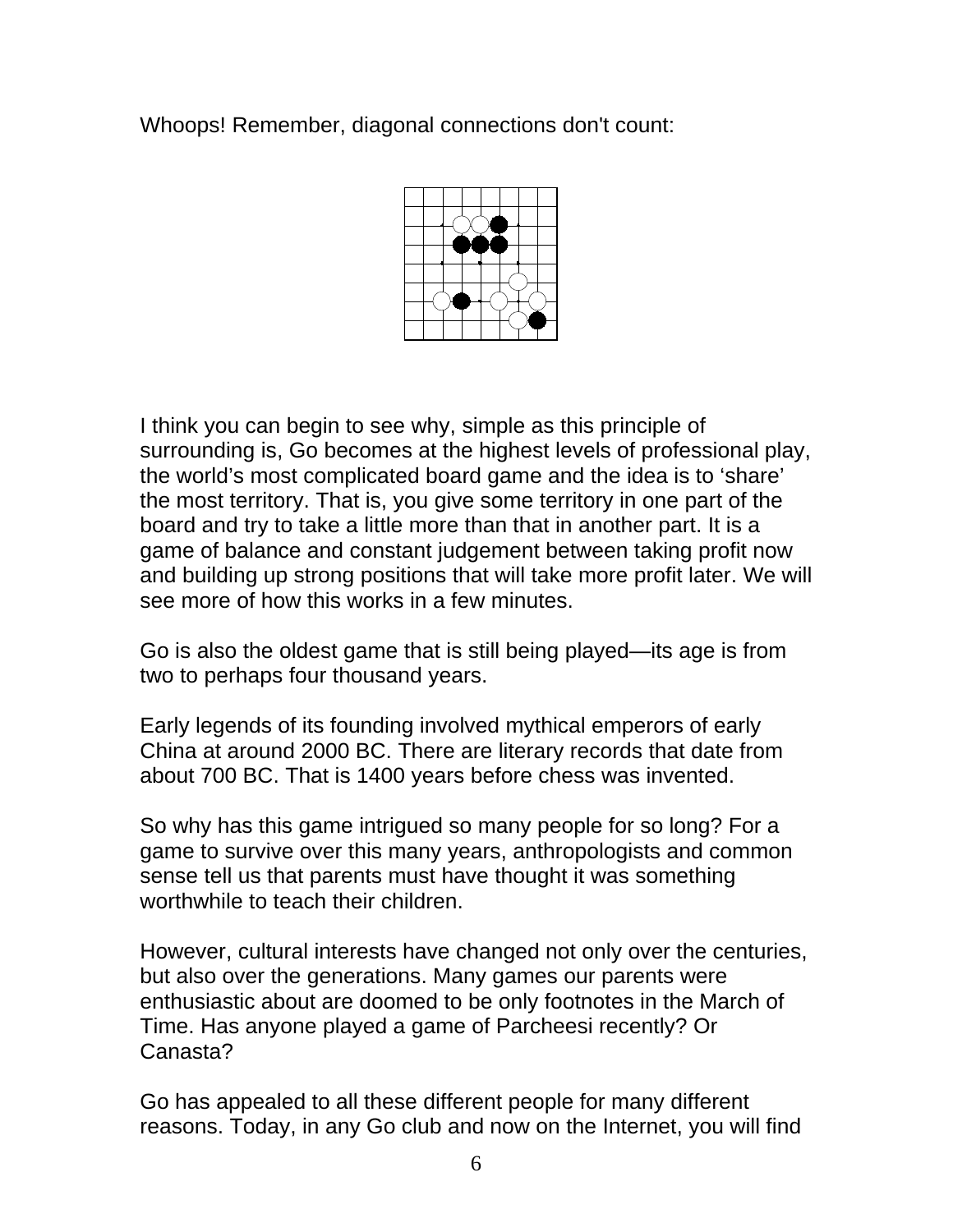Whoops! Remember, diagonal connections don't count:

I think you can begin to see why, simple as this principle of surrounding is, Go becomes at the highest levels of professional play, the world's most complicated board game and the idea is to 'share' the most territory. That is, you give some territory in one part of the board and try to take a little more than that in another part. It is a game of balance and constant judgement between taking profit now and building up strong positions that will take more profit later. We will see more of how this works in a few minutes.

Go is also the oldest game that is still being played—its age is from two to perhaps four thousand years.

Early legends of its founding involved mythical emperors of early China at around 2000 BC. There are literary records that date from about 700 BC. That is 1400 years before chess was invented.

So why has this game intrigued so many people for so long? For a game to survive over this many years, anthropologists and common sense tell us that parents must have thought it was something worthwhile to teach their children.

However, cultural interests have changed not only over the centuries, but also over the generations. Many games our parents were enthusiastic about are doomed to be only footnotes in the March of Time. Has anyone played a game of Parcheesi recently? Or Canasta?

Go has appealed to all these different people for many different reasons. Today, in any Go club and now on the Internet, you will find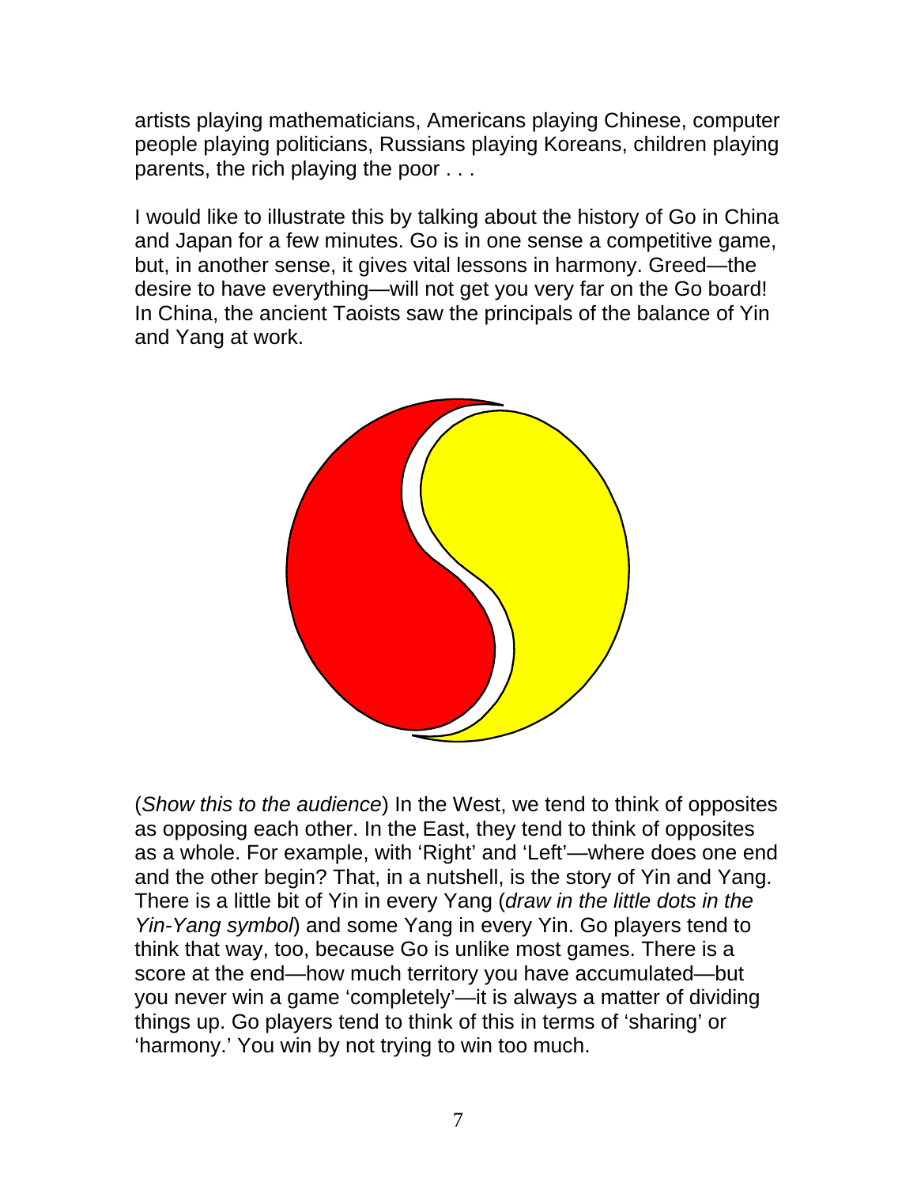artists playing mathematicians, Americans playing Chinese, computer people playing politicians, Russians playing Koreans, children playing parents, the rich playing the poor . . .

I would like to illustrate this by talking about the history of Go in China and Japan for a few minutes. Go is in one sense a competitive game, but, in another sense, it gives vital lessons in harmony. Greed—the desire to have everything—will not get you very far on the Go board! In China, the ancient Taoists saw the principals of the balance of Yin and Yang at work.

(*Show this to the audience*) In the West, we tend to think of opposites as opposing each other. In the East, they tend to think of opposites as a whole. For example, with 'Right' and 'Left'—where does one end and the other begin? That, in a nutshell, is the story of Yin and Yang. There is a little bit of Yin in every Yang (*draw in the little dots in the Yin-Yang symbol*) and some Yang in every Yin. Go players tend to think that way, too, because Go is unlike most games. There is a score at the end—how much territory you have accumulated—but you never win a game 'completely'—it is always a matter of dividing things up. Go players tend to think of this in terms of 'sharing' or 'harmony.' You win by not trying to win too much.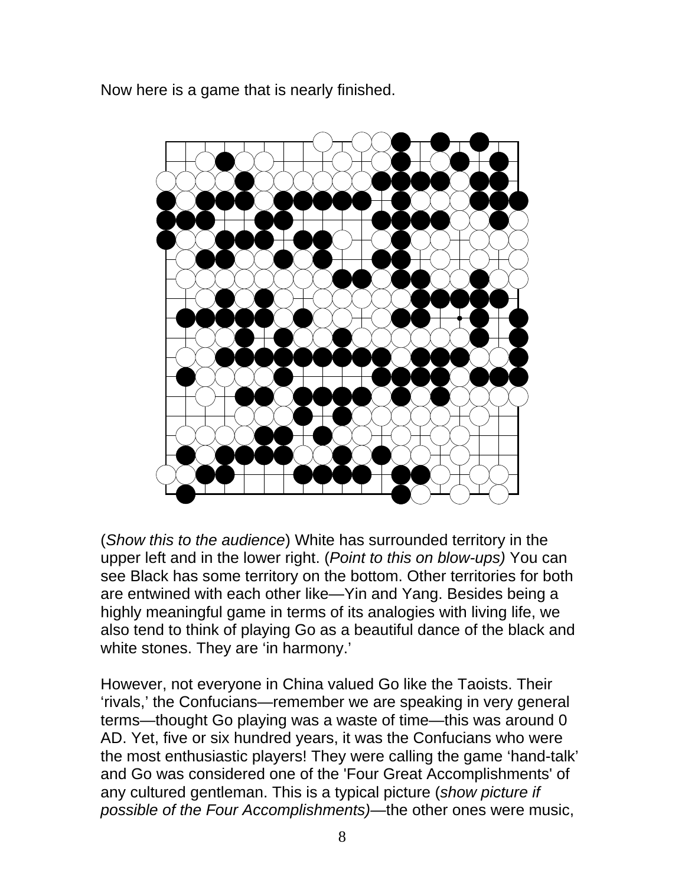Now here is a game that is nearly finished.

(*Show this to the audience*) White has surrounded territory in the upper left and in the lower right. (*Point to this on blow-ups)* You can see Black has some territory on the bottom. Other territories for both are entwined with each other like—Yin and Yang. Besides being a highly meaningful game in terms of its analogies with living life, we also tend to think of playing Go as a beautiful dance of the black and white stones. They are 'in harmony.'

However, not everyone in China valued Go like the Taoists. Their 'rivals,' the Confucians—remember we are speaking in very general terms—thought Go playing was a waste of time—this was around 0 AD. Yet, five or six hundred years, it was the Confucians who were the most enthusiastic players! They were calling the game 'hand-talk' and Go was considered one of the 'Four Great Accomplishments' of any cultured gentleman. This is a typical picture (*show picture if possible of the Four Accomplishments)*—the other ones were music,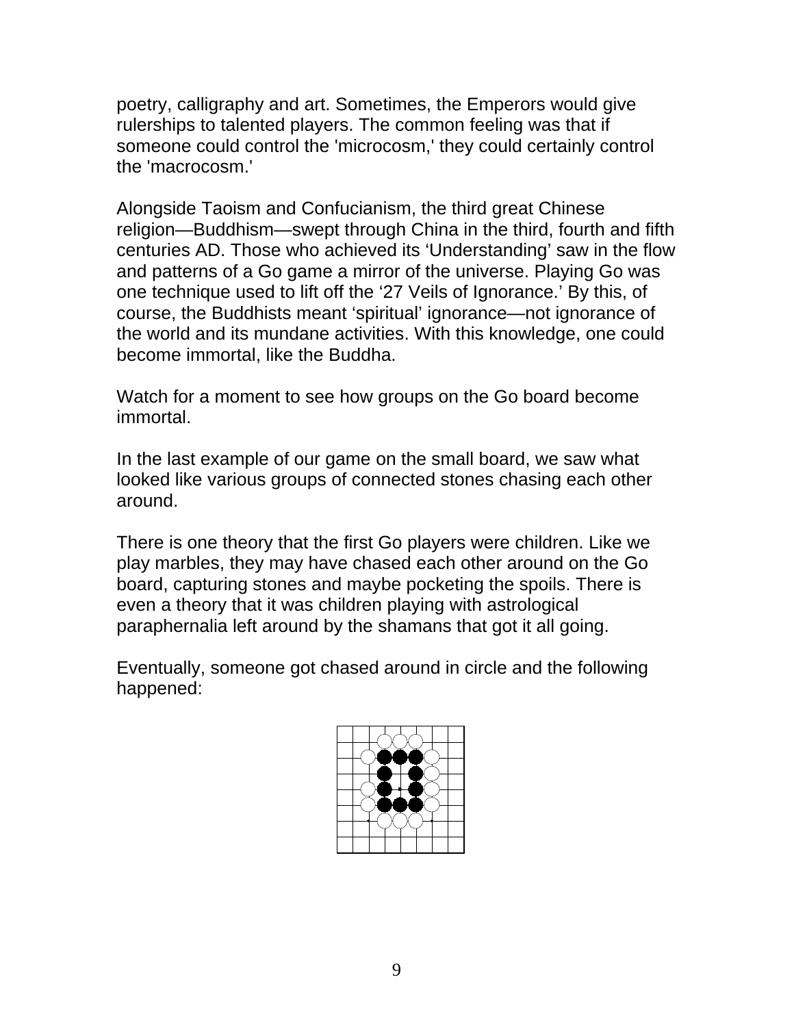poetry, calligraphy and art. Sometimes, the Emperors would give rulerships to talented players. The common feeling was that if someone could control the 'microcosm,' they could certainly control the 'macrocosm.'

Alongside Taoism and Confucianism, the third great Chinese religion—Buddhism—swept through China in the third, fourth and fifth centuries AD. Those who achieved its ‘Understanding’ saw in the flow and patterns of a Go game a mirror of the universe. Playing Go was one technique used to lift off the ‘27 Veils of Ignorance.’ By this, of course, the Buddhists meant ‘spiritual’ ignorance—not ignorance of the world and its mundane activities. With this knowledge, one could become immortal, like the Buddha.

Watch for a moment to see how groups on the Go board become immortal.

In the last example of our game on the small board, we saw what looked like various groups of connected stones chasing each other around.

There is one theory that the first Go players were children. Like we play marbles, they may have chased each other around on the Go board, capturing stones and maybe pocketing the spoils. There is even a theory that it was children playing with astrological paraphernalia left around by the shamans that got it all going.

Eventually, someone got chased around in circle and the following happened: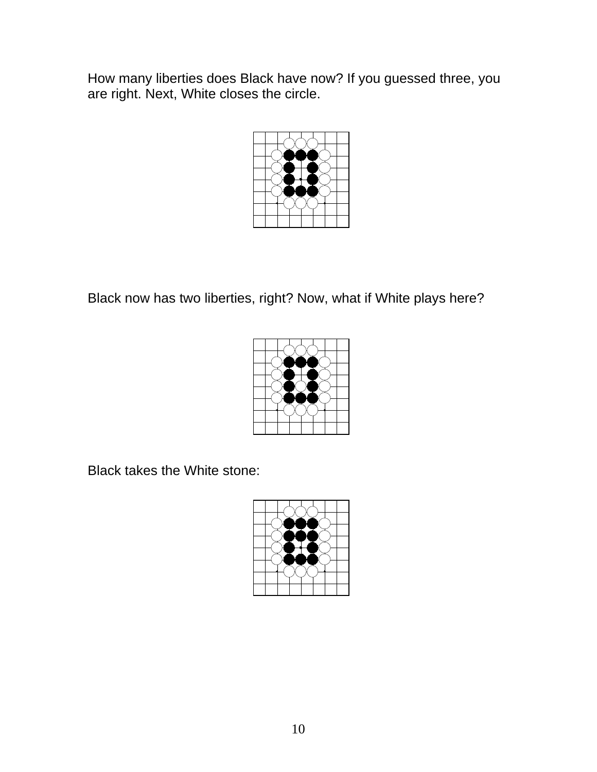How many liberties does Black have now? If you guessed three, you are right. Next, White closes the circle.

Black now has two liberties, right? Now, what if White plays here?

Black takes the White stone: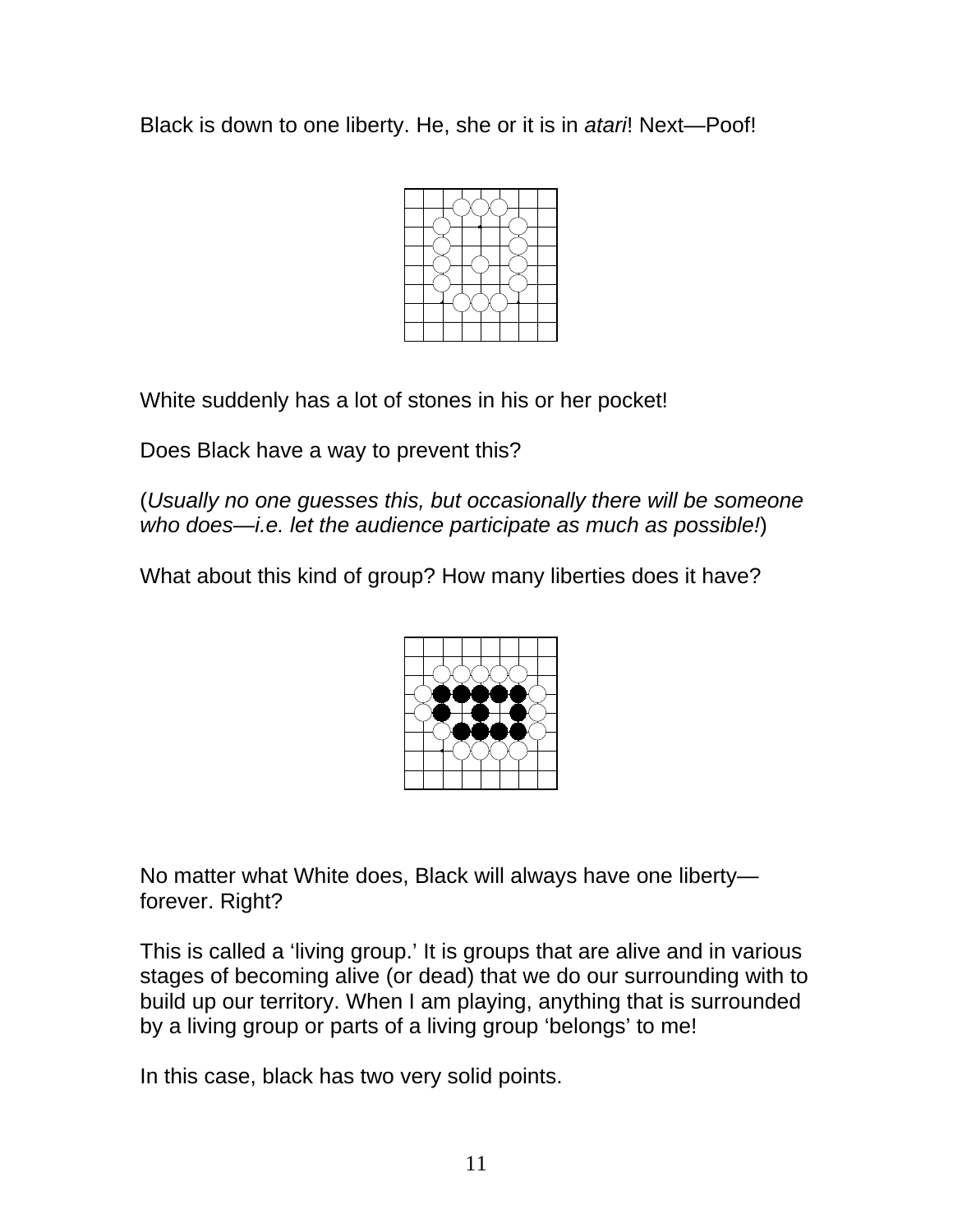Black is down to one liberty. He, she or it is in *atari*! Next—Poof!

White suddenly has a lot of stones in his or her pocket!

Does Black have a way to prevent this?

(*Usually no one guesses this, but occasionally there will be someone who does—i.e. let the audience participate as much as possible!*)

What about this kind of group? How many liberties does it have?

No matter what White does, Black will always have one liberty—forever. Right?

This is called a 'living group.' It is groups that are alive and in various stages of becoming alive (or dead) that we do our surrounding with to build up our territory. When I am playing, anything that is surrounded by a living group or parts of a living group 'belongs' to me!

In this case, black has two very solid points.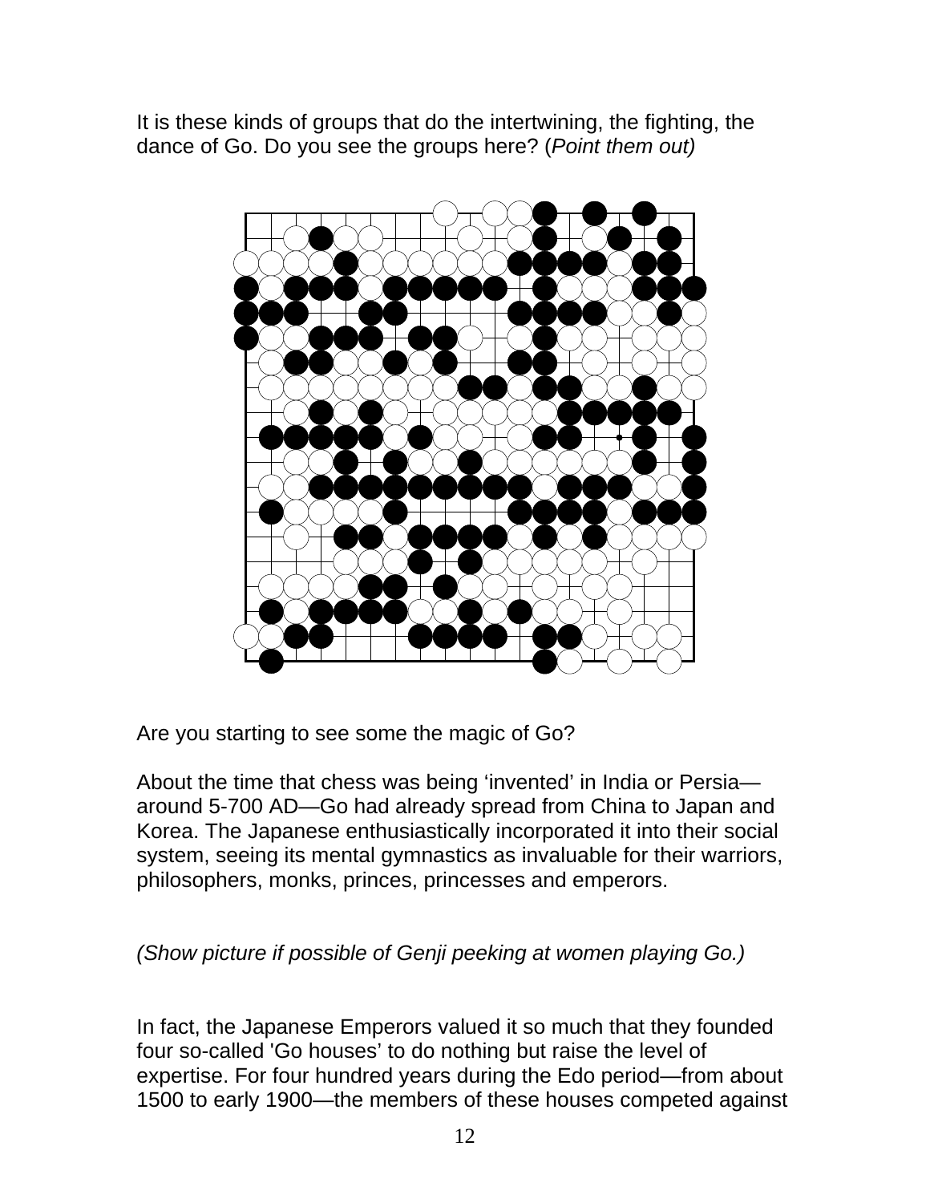It is these kinds of groups that do the intertwining, the fighting, the dance of Go. Do you see the groups here? (*Point them out)*

Are you starting to see some the magic of Go?

About the time that chess was being 'invented' in India or Persia—around 5-700 AD—Go had already spread from China to Japan and Korea. The Japanese enthusiastically incorporated it into their social system, seeing its mental gymnastics as invaluable for their warriors, philosophers, monks, princes, princesses and emperors.

*(Show picture if possible of Genji peeking at women playing Go.)*

In fact, the Japanese Emperors valued it so much that they founded four so-called 'Go houses' to do nothing but raise the level of expertise. For four hundred years during the Edo period—from about 1500 to early 1900—the members of these houses competed against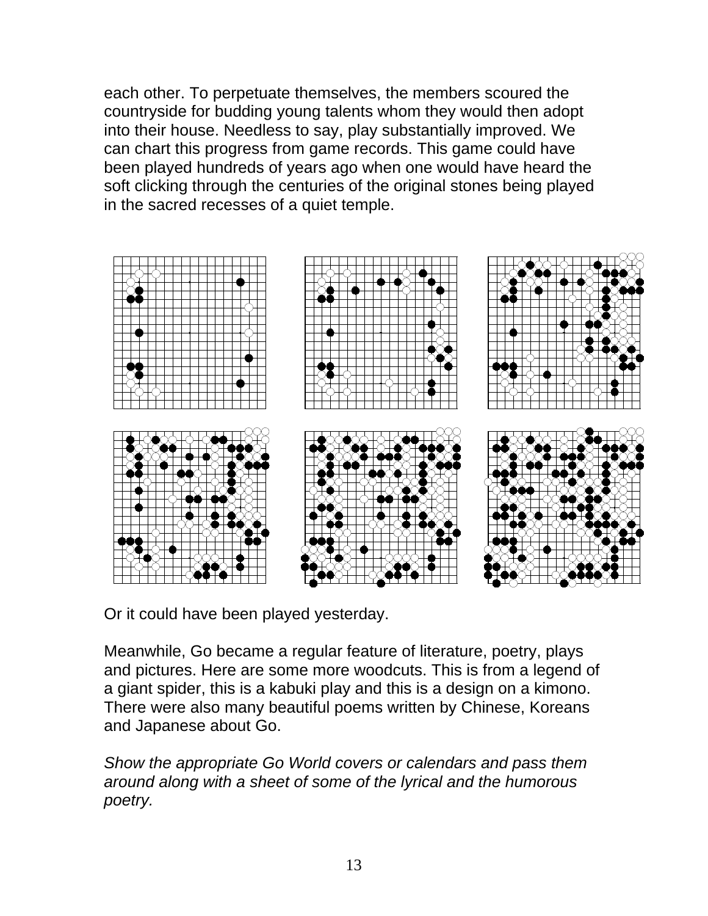each other. To perpetuate themselves, the members scoured the countryside for budding young talents whom they would then adopt into their house. Needless to say, play substantially improved. We can chart this progress from game records. This game could have been played hundreds of years ago when one would have heard the soft clicking through the centuries of the original stones being played in the sacred recesses of a quiet temple.

Or it could have been played yesterday.

Meanwhile, Go became a regular feature of literature, poetry, plays and pictures. Here are some more woodcuts. This is from a legend of a giant spider, this is a kabuki play and this is a design on a kimono. There were also many beautiful poems written by Chinese, Koreans and Japanese about Go.

*Show the appropriate Go World covers or calendars and pass them around along with a sheet of some of the lyrical and the humorous poetry.*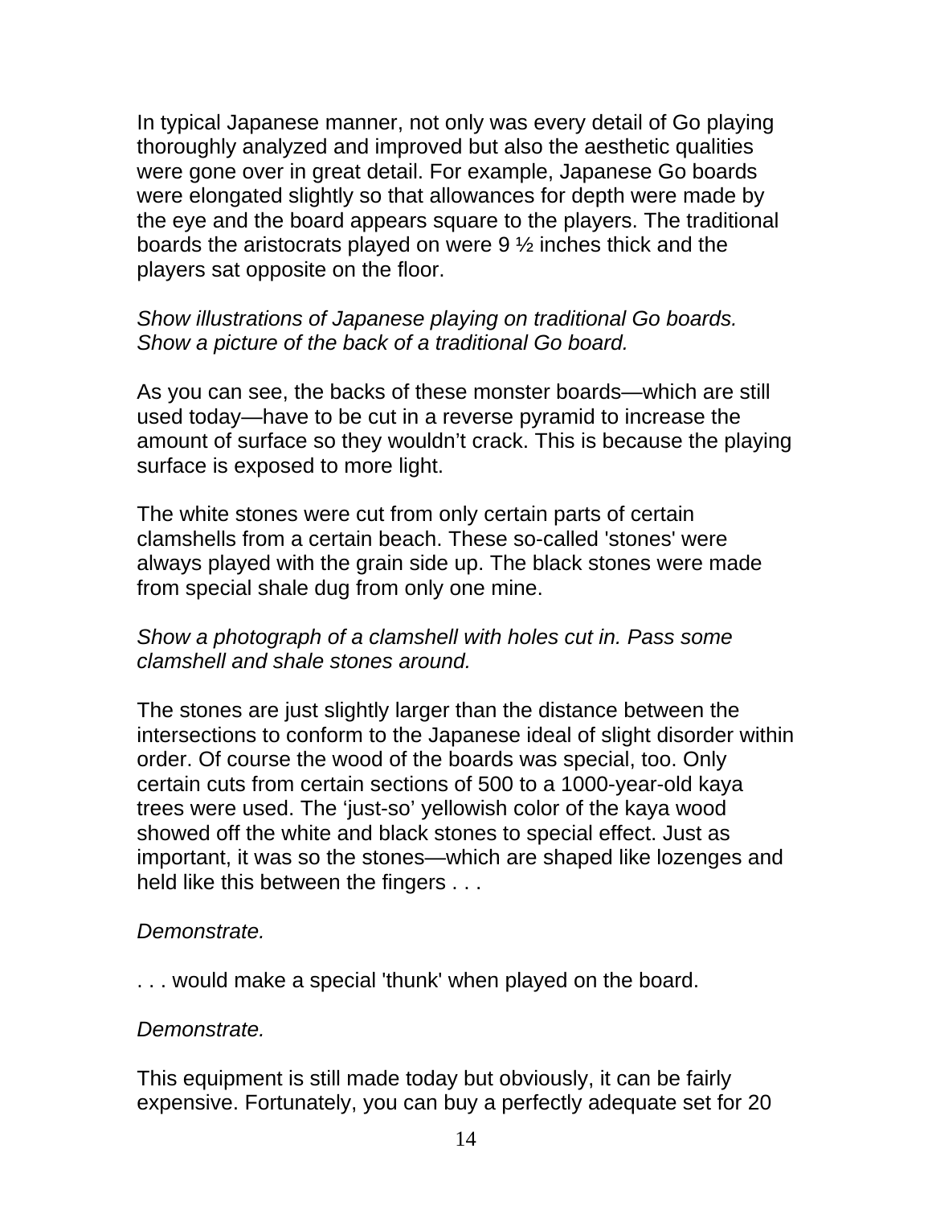In typical Japanese manner, not only was every detail of Go playing thoroughly analyzed and improved but also the aesthetic qualities were gone over in great detail. For example, Japanese Go boards were elongated slightly so that allowances for depth were made by the eye and the board appears square to the players. The traditional boards the aristocrats played on were 9 ½ inches thick and the players sat opposite on the floor.

*Show illustrations of Japanese playing on traditional Go boards. Show a picture of the back of a traditional Go board.*

As you can see, the backs of these monster boards—which are still used today—have to be cut in a reverse pyramid to increase the amount of surface so they wouldn't crack. This is because the playing surface is exposed to more light.

The white stones were cut from only certain parts of certain clamshells from a certain beach. These so-called 'stones' were always played with the grain side up. The black stones were made from special shale dug from only one mine.

*Show a photograph of a clamshell with holes cut in. Pass some clamshell and shale stones around.*

The stones are just slightly larger than the distance between the intersections to conform to the Japanese ideal of slight disorder within order. Of course the wood of the boards was special, too. Only certain cuts from certain sections of 500 to a 1000-year-old kaya trees were used. The 'just-so' yellowish color of the kaya wood showed off the white and black stones to special effect. Just as important, it was so the stones—which are shaped like lozenges and held like this between the fingers . . .

*Demonstrate.*

. . . would make a special 'thunk' when played on the board.

*Demonstrate.*

This equipment is still made today but obviously, it can be fairly expensive. Fortunately, you can buy a perfectly adequate set for 20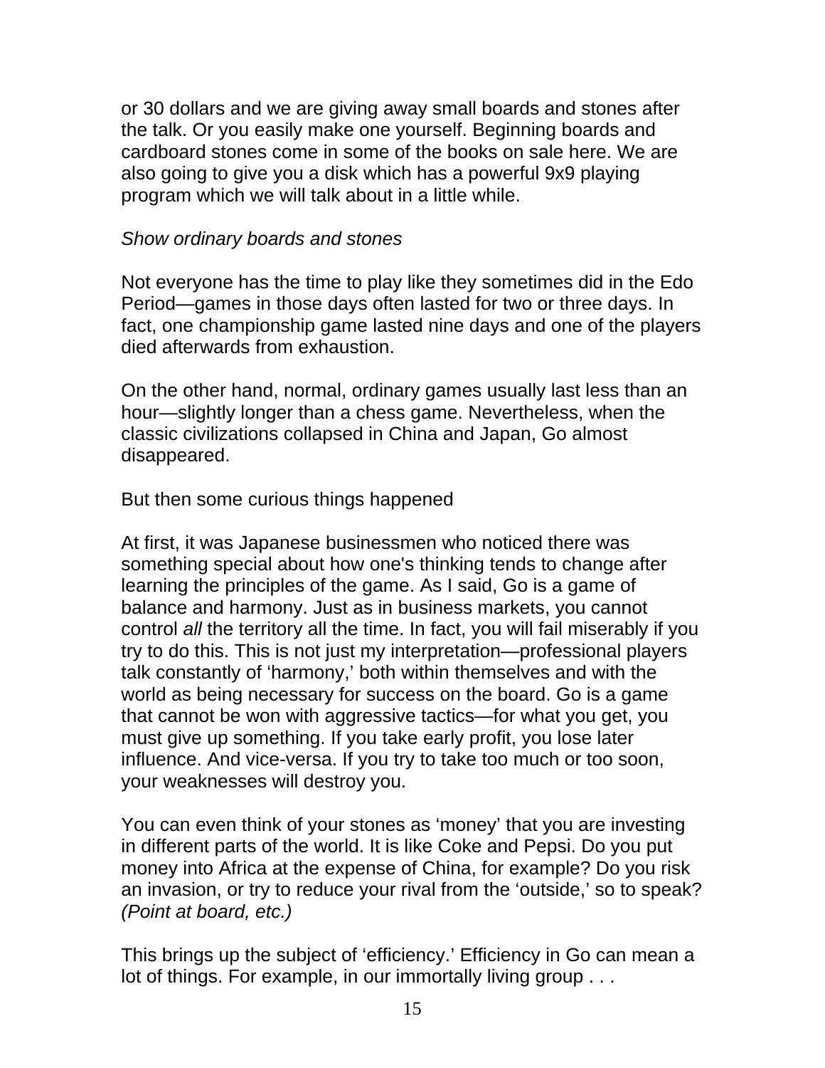or 30 dollars and we are giving away small boards and stones after the talk. Or you easily make one yourself. Beginning boards and cardboard stones come in some of the books on sale here. We are also going to give you a disk which has a powerful 9x9 playing program which we will talk about in a little while.

*Show ordinary boards and stones*

Not everyone has the time to play like they sometimes did in the Edo Period—games in those days often lasted for two or three days. In fact, one championship game lasted nine days and one of the players died afterwards from exhaustion.

On the other hand, normal, ordinary games usually last less than an hour—slightly longer than a chess game. Nevertheless, when the classic civilizations collapsed in China and Japan, Go almost disappeared.

But then some curious things happened

At first, it was Japanese businessmen who noticed there was something special about how one's thinking tends to change after learning the principles of the game. As I said, Go is a game of balance and harmony. Just as in business markets, you cannot control *all* the territory all the time. In fact, you will fail miserably if you try to do this. This is not just my interpretation—professional players talk constantly of 'harmony,' both within themselves and with the world as being necessary for success on the board. Go is a game that cannot be won with aggressive tactics—for what you get, you must give up something. If you take early profit, you lose later influence. And vice-versa. If you try to take too much or too soon, your weaknesses will destroy you.

You can even think of your stones as 'money' that you are investing in different parts of the world. It is like Coke and Pepsi. Do you put money into Africa at the expense of China, for example? Do you risk an invasion, or try to reduce your rival from the 'outside,' so to speak? *(Point at board, etc.)*

This brings up the subject of 'efficiency.' Efficiency in Go can mean a lot of things. For example, in our immortally living group . . .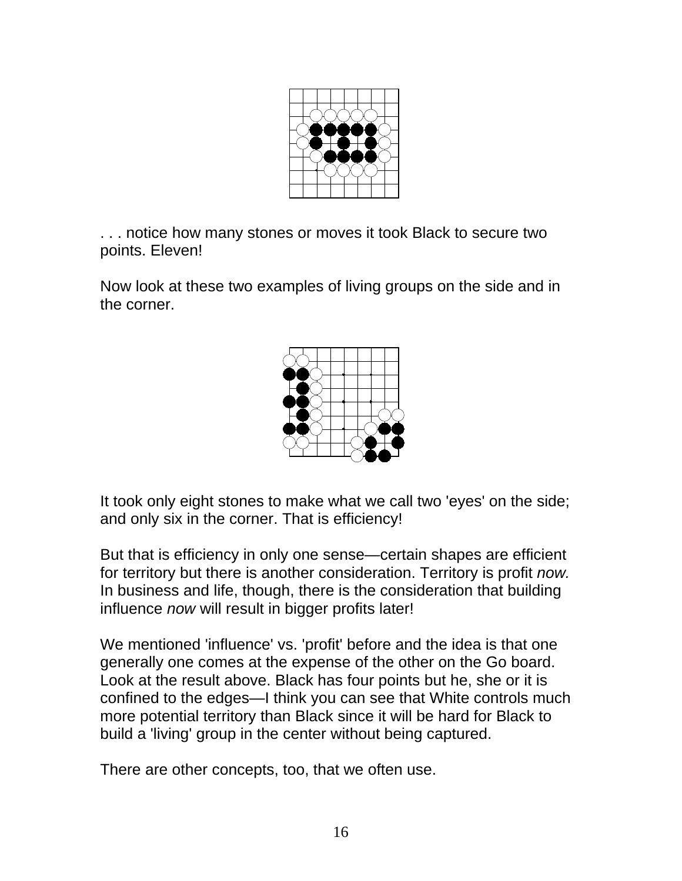. . . notice how many stones or moves it took Black to secure two points. Eleven!

Now look at these two examples of living groups on the side and in the corner.

It took only eight stones to make what we call two 'eyes' on the side; and only six in the corner. That is efficiency!

But that is efficiency in only one sense—certain shapes are efficient for territory but there is another consideration. Territory is profit *now.* In business and life, though, there is the consideration that building influence *now* will result in bigger profits later!

We mentioned 'influence' vs. 'profit' before and the idea is that one generally one comes at the expense of the other on the Go board. Look at the result above. Black has four points but he, she or it is confined to the edges—I think you can see that White controls much more potential territory than Black since it will be hard for Black to build a 'living' group in the center without being captured.

There are other concepts, too, that we often use.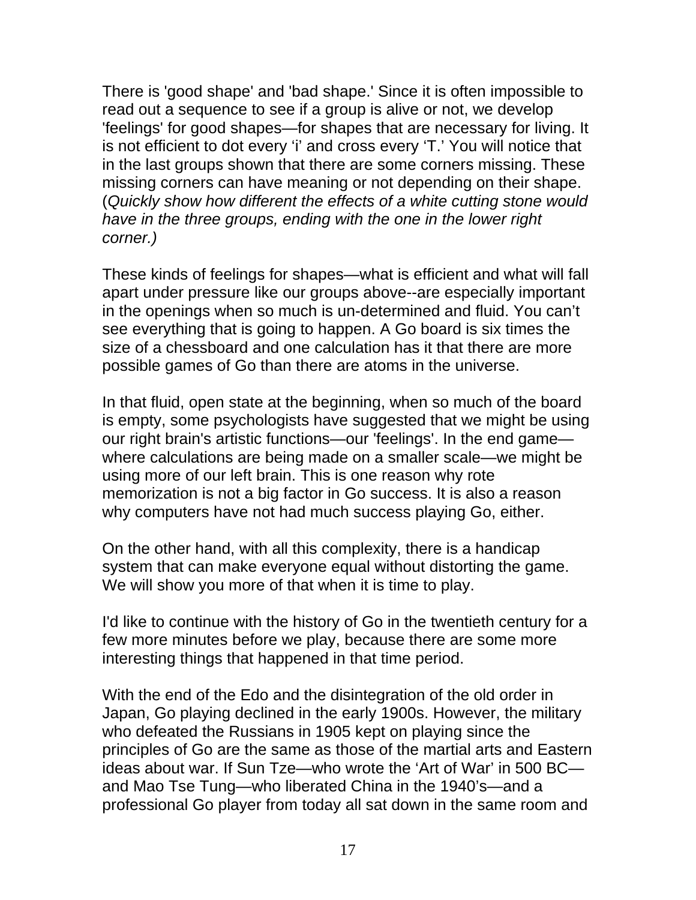There is 'good shape' and 'bad shape.' Since it is often impossible to read out a sequence to see if a group is alive or not, we develop 'feelings' for good shapes—for shapes that are necessary for living. It is not efficient to dot every 'i' and cross every 'T.' You will notice that in the last groups shown that there are some corners missing. These missing corners can have meaning or not depending on their shape. (*Quickly show how different the effects of a white cutting stone would have in the three groups, ending with the one in the lower right corner.)*

These kinds of feelings for shapes—what is efficient and what will fall apart under pressure like our groups above--are especially important in the openings when so much is un-determined and fluid. You can't see everything that is going to happen. A Go board is six times the size of a chessboard and one calculation has it that there are more possible games of Go than there are atoms in the universe.

In that fluid, open state at the beginning, when so much of the board is empty, some psychologists have suggested that we might be using our right brain's artistic functions—our 'feelings'. In the end game—where calculations are being made on a smaller scale—we might be using more of our left brain. This is one reason why rote memorization is not a big factor in Go success. It is also a reason why computers have not had much success playing Go, either.

On the other hand, with all this complexity, there is a handicap system that can make everyone equal without distorting the game. We will show you more of that when it is time to play.

I'd like to continue with the history of Go in the twentieth century for a few more minutes before we play, because there are some more interesting things that happened in that time period.

With the end of the Edo and the disintegration of the old order in Japan, Go playing declined in the early 1900s. However, the military who defeated the Russians in 1905 kept on playing since the principles of Go are the same as those of the martial arts and Eastern ideas about war. If Sun Tze—who wrote the 'Art of War' in 500 BC—and Mao Tse Tung—who liberated China in the 1940's—and a professional Go player from today all sat down in the same room and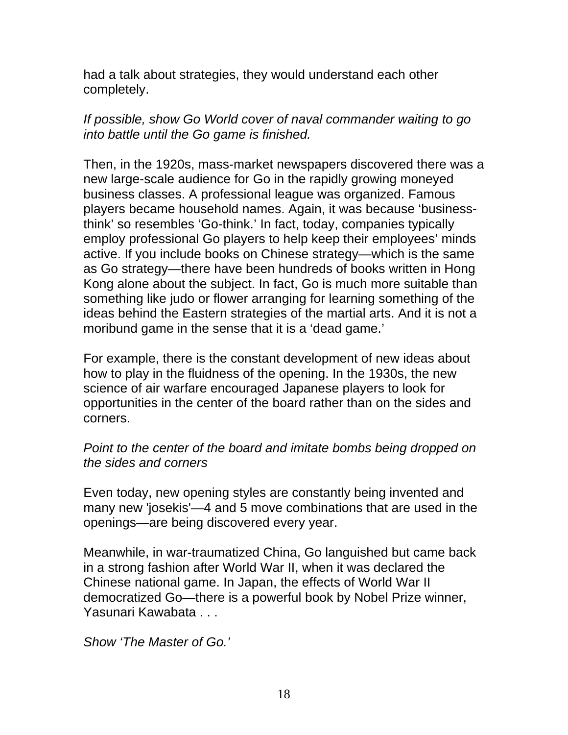had a talk about strategies, they would understand each other completely.

*If possible, show Go World cover of naval commander waiting to go into battle until the Go game is finished.*

Then, in the 1920s, mass-market newspapers discovered there was a new large-scale audience for Go in the rapidly growing moneyed business classes. A professional league was organized. Famous players became household names. Again, it was because 'business-think' so resembles 'Go-think.' In fact, today, companies typically employ professional Go players to help keep their employees' minds active. If you include books on Chinese strategy—which is the same as Go strategy—there have been hundreds of books written in Hong Kong alone about the subject. In fact, Go is much more suitable than something like judo or flower arranging for learning something of the ideas behind the Eastern strategies of the martial arts. And it is not a moribund game in the sense that it is a 'dead game.'

For example, there is the constant development of new ideas about how to play in the fluidness of the opening. In the 1930s, the new science of air warfare encouraged Japanese players to look for opportunities in the center of the board rather than on the sides and corners.

*Point to the center of the board and imitate bombs being dropped on the sides and corners*

Even today, new opening styles are constantly being invented and many new 'josekis'—4 and 5 move combinations that are used in the openings—are being discovered every year.

Meanwhile, in war-traumatized China, Go languished but came back in a strong fashion after World War II, when it was declared the Chinese national game. In Japan, the effects of World War II democratized Go—there is a powerful book by Nobel Prize winner, Yasunari Kawabata . . .

*Show 'The Master of Go.'*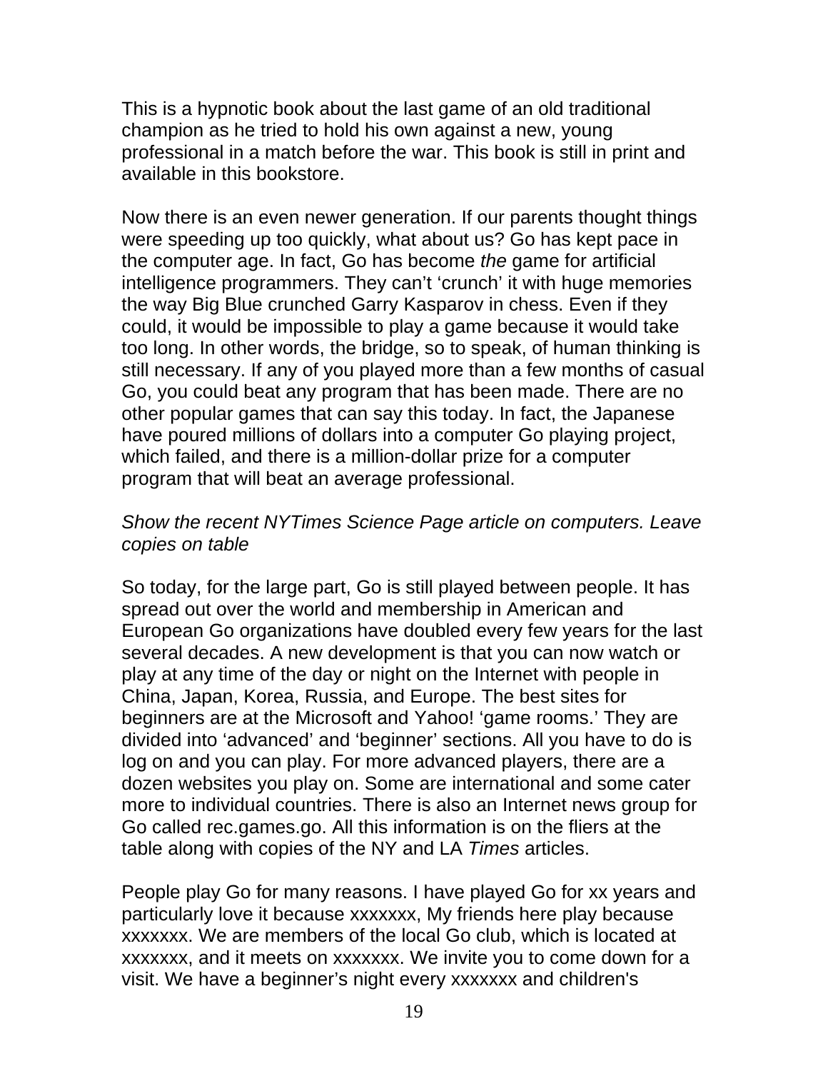This is a hypnotic book about the last game of an old traditional champion as he tried to hold his own against a new, young professional in a match before the war. This book is still in print and available in this bookstore.

Now there is an even newer generation. If our parents thought things were speeding up too quickly, what about us? Go has kept pace in the computer age. In fact, Go has become *the* game for artificial intelligence programmers. They can't 'crunch' it with huge memories the way Big Blue crunched Garry Kasparov in chess. Even if they could, it would be impossible to play a game because it would take too long. In other words, the bridge, so to speak, of human thinking is still necessary. If any of you played more than a few months of casual Go, you could beat any program that has been made. There are no other popular games that can say this today. In fact, the Japanese have poured millions of dollars into a computer Go playing project, which failed, and there is a million-dollar prize for a computer program that will beat an average professional.

*Show the recent NYTimes Science Page article on computers. Leave copies on table*

So today, for the large part, Go is still played between people. It has spread out over the world and membership in American and European Go organizations have doubled every few years for the last several decades. A new development is that you can now watch or play at any time of the day or night on the Internet with people in China, Japan, Korea, Russia, and Europe. The best sites for beginners are at the Microsoft and Yahoo! 'game rooms.' They are divided into 'advanced' and 'beginner' sections. All you have to do is log on and you can play. For more advanced players, there are a dozen websites you play on. Some are international and some cater more to individual countries. There is also an Internet news group for Go called rec.games.go. All this information is on the fliers at the table along with copies of the NY and LA *Times* articles.

People play Go for many reasons. I have played Go for xx years and particularly love it because xxxxxxx, My friends here play because xxxxxxx. We are members of the local Go club, which is located at xxxxxxx, and it meets on xxxxxxx. We invite you to come down for a visit. We have a beginner's night every xxxxxxx and children's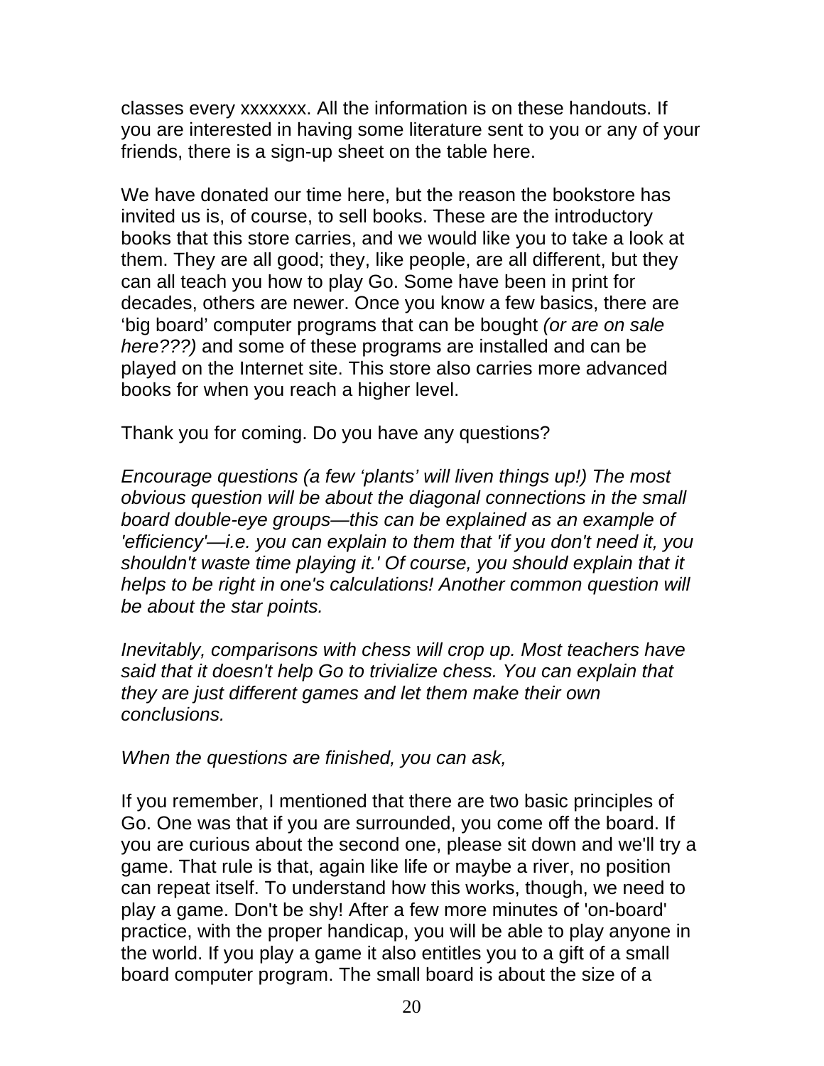classes every xxxxxxx. All the information is on these handouts. If you are interested in having some literature sent to you or any of your friends, there is a sign-up sheet on the table here.

We have donated our time here, but the reason the bookstore has invited us is, of course, to sell books. These are the introductory books that this store carries, and we would like you to take a look at them. They are all good; they, like people, are all different, but they can all teach you how to play Go. Some have been in print for decades, others are newer. Once you know a few basics, there are ‘big board’ computer programs that can be bought *(or are on sale here???)* and some of these programs are installed and can be played on the Internet site. This store also carries more advanced books for when you reach a higher level.

Thank you for coming. Do you have any questions?

*Encourage questions (a few ‘plants’ will liven things up!) The most obvious question will be about the diagonal connections in the small board double-eye groups—this can be explained as an example of 'efficiency'—i.e. you can explain to them that 'if you don't need it, you shouldn't waste time playing it.' Of course, you should explain that it helps to be right in one's calculations! Another common question will be about the star points.*

*Inevitably, comparisons with chess will crop up. Most teachers have said that it doesn't help Go to trivialize chess. You can explain that they are just different games and let them make their own conclusions.*

*When the questions are finished, you can ask,*

If you remember, I mentioned that there are two basic principles of Go. One was that if you are surrounded, you come off the board. If you are curious about the second one, please sit down and we'll try a game. That rule is that, again like life or maybe a river, no position can repeat itself. To understand how this works, though, we need to play a game. Don't be shy! After a few more minutes of 'on-board' practice, with the proper handicap, you will be able to play anyone in the world. If you play a game it also entitles you to a gift of a small board computer program. The small board is about the size of a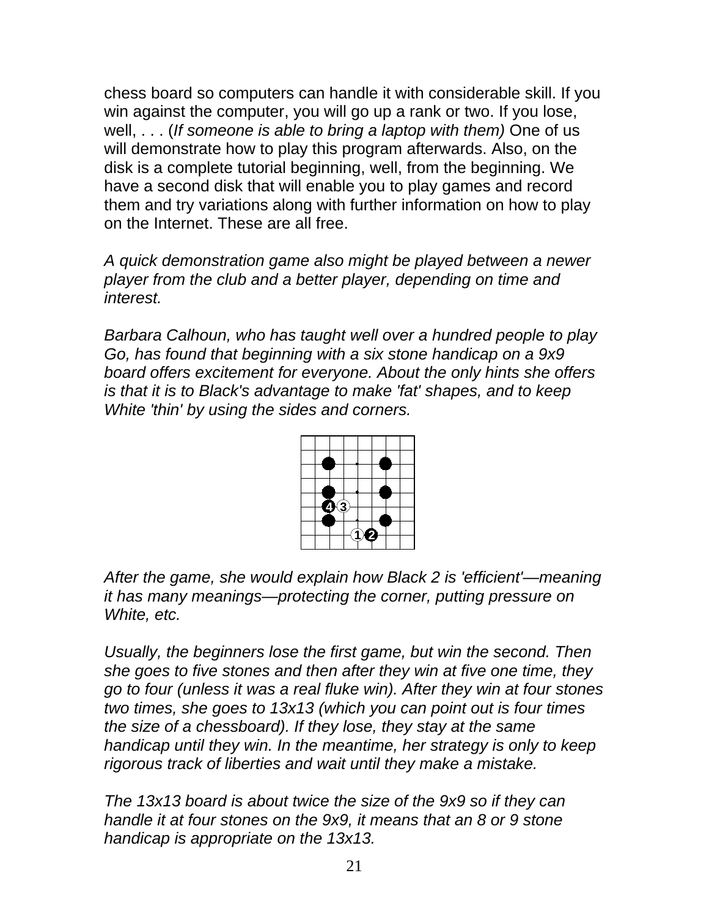chess board so computers can handle it with considerable skill. If you win against the computer, you will go up a rank or two. If you lose, well, . . . (*If someone is able to bring a laptop with them)* One of us will demonstrate how to play this program afterwards. Also, on the disk is a complete tutorial beginning, well, from the beginning. We have a second disk that will enable you to play games and record them and try variations along with further information on how to play on the Internet. These are all free.

*A quick demonstration game also might be played between a newer player from the club and a better player, depending on time and interest.*

*Barbara Calhoun, who has taught well over a hundred people to play Go, has found that beginning with a six stone handicap on a 9x9 board offers excitement for everyone. About the only hints she offers is that it is to Black's advantage to make 'fat' shapes, and to keep White 'thin' by using the sides and corners.*

*After the game, she would explain how Black 2 is 'efficient'—meaning it has many meanings—protecting the corner, putting pressure on White, etc.*

*Usually, the beginners lose the first game, but win the second. Then she goes to five stones and then after they win at five one time, they go to four (unless it was a real fluke win). After they win at four stones two times, she goes to 13x13 (which you can point out is four times the size of a chessboard). If they lose, they stay at the same handicap until they win. In the meantime, her strategy is only to keep rigorous track of liberties and wait until they make a mistake.*

*The 13x13 board is about twice the size of the 9x9 so if they can handle it at four stones on the 9x9, it means that an 8 or 9 stone handicap is appropriate on the 13x13.*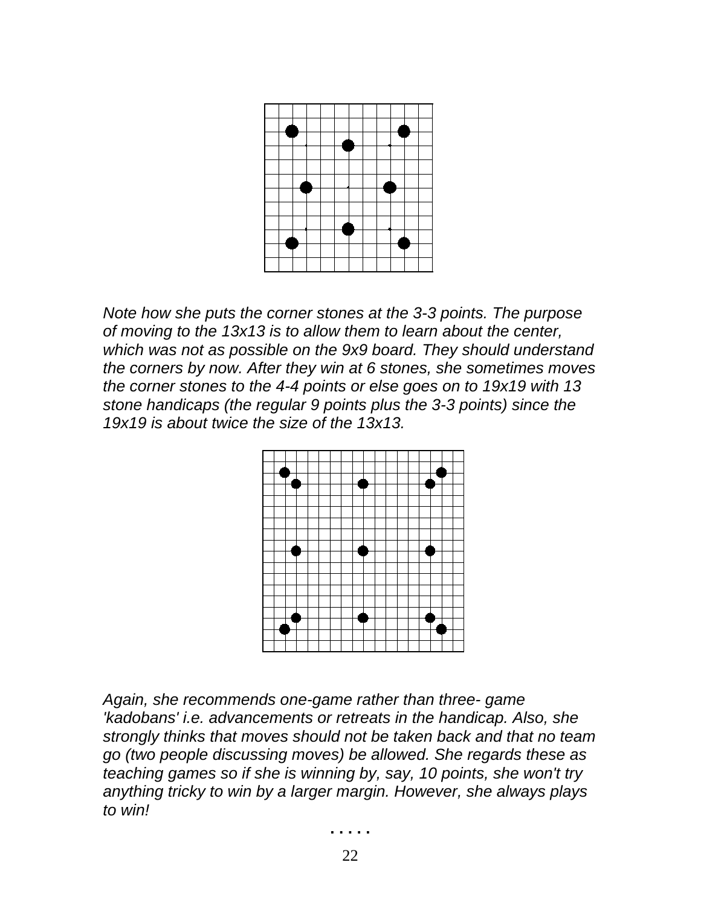*Note how she puts the corner stones at the 3-3 points. The purpose of moving to the 13x13 is to allow them to learn about the center, which was not as possible on the 9x9 board. They should understand the corners by now. After they win at 6 stones, she sometimes moves the corner stones to the 4-4 points or else goes on to 19x19 with 13 stone handicaps (the regular 9 points plus the 3-3 points) since the 19x19 is about twice the size of the 13x13.*

*Again, she recommends one-game rather than three- game 'kadobans' i.e. advancements or retreats in the handicap. Also, she strongly thinks that moves should not be taken back and that no team go (two people discussing moves) be allowed. She regards these as teaching games so if she is winning by, say, 10 points, she won't try anything tricky to win by a larger margin. However, she always plays to win!*

. . . . .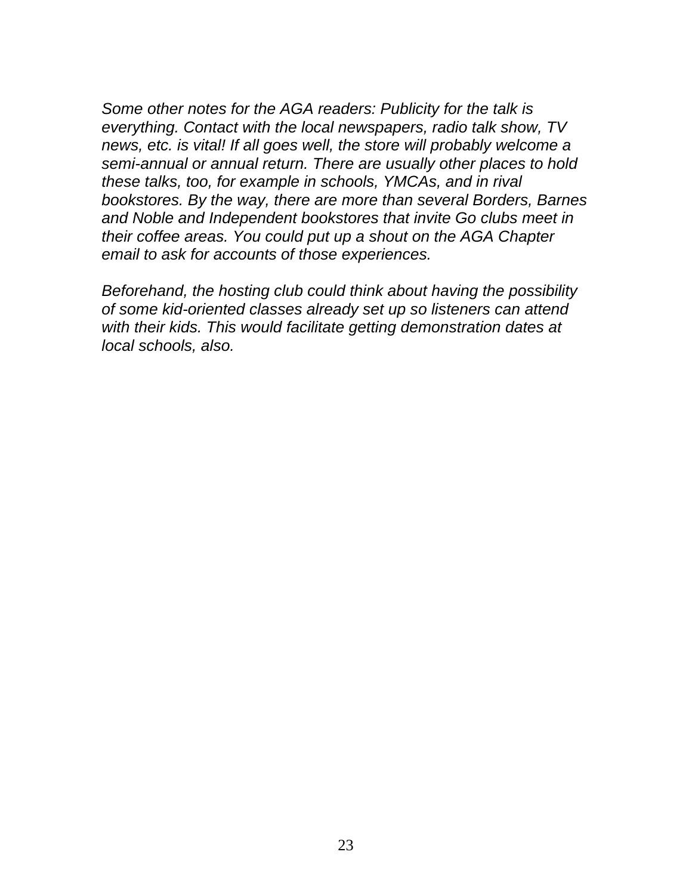*Some other notes for the AGA readers: Publicity for the talk is everything. Contact with the local newspapers, radio talk show, TV news, etc. is vital! If all goes well, the store will probably welcome a semi-annual or annual return. There are usually other places to hold these talks, too, for example in schools, YMCAs, and in rival bookstores. By the way, there are more than several Borders, Barnes and Noble and Independent bookstores that invite Go clubs meet in their coffee areas. You could put up a shout on the AGA Chapter email to ask for accounts of those experiences.*

*Beforehand, the hosting club could think about having the possibility of some kid-oriented classes already set up so listeners can attend with their kids. This would facilitate getting demonstration dates at local schools, also.*